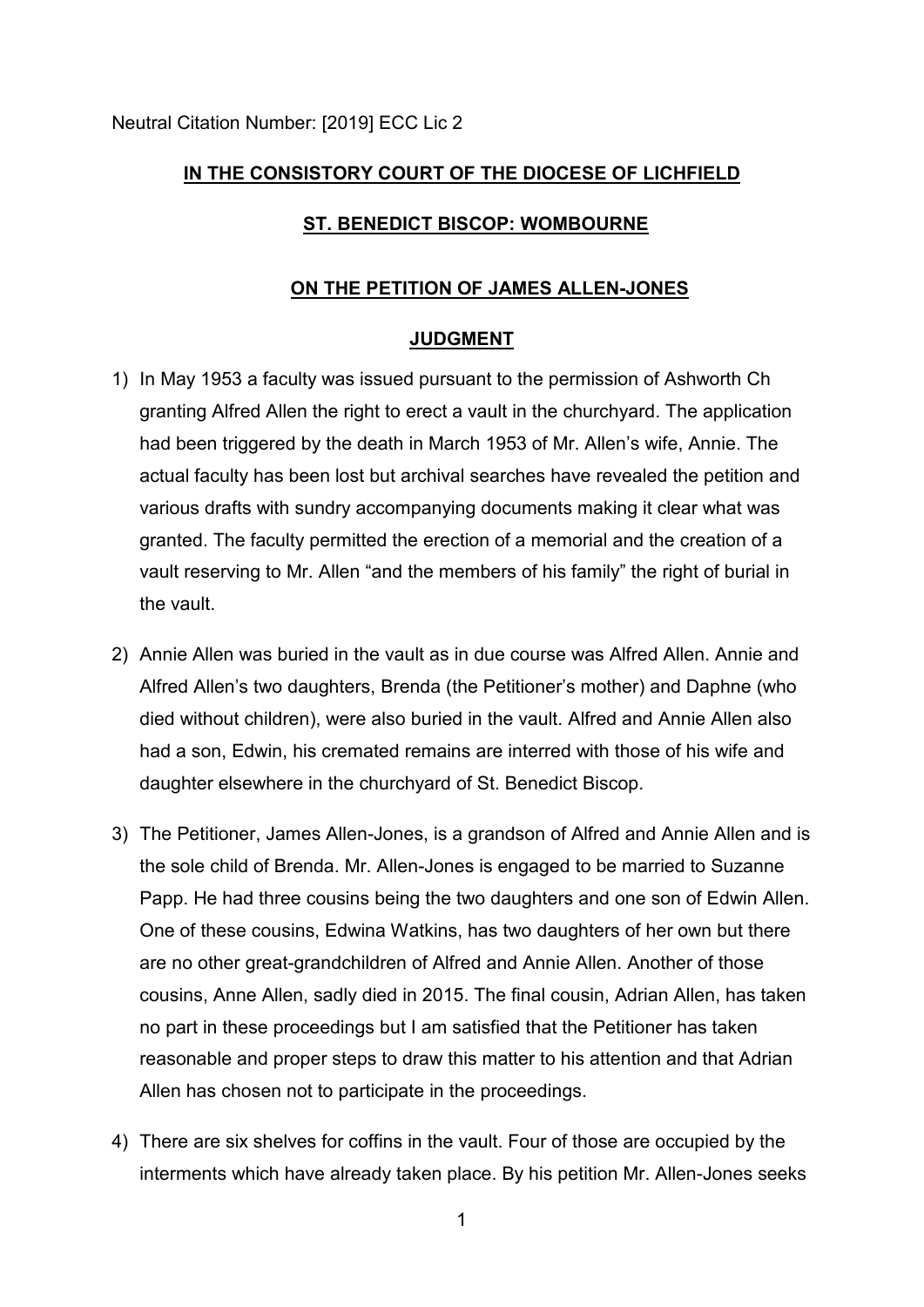Neutral Citation Number: [2019] ECC Lic 2

**IN THE CONSISTORY COURT OF THE DIOCESE OF LICHFIELD**

**ST. BENEDICT BISCOP: WOMBOURNE**

**ON THE PETITION OF JAMES ALLEN-JONES**

**JUDGMENT**

1) In May 1953 a faculty was issued pursuant to the permission of Ashworth Ch granting Alfred Allen the right to erect a vault in the churchyard. The application had been triggered by the death in March 1953 of Mr. Allen's wife, Annie. The actual faculty has been lost but archival searches have revealed the petition and various drafts with sundry accompanying documents making it clear what was granted. The faculty permitted the erection of a memorial and the creation of a vault reserving to Mr. Allen "and the members of his family" the right of burial in the vault.

2) Annie Allen was buried in the vault as in due course was Alfred Allen. Annie and Alfred Allen's two daughters, Brenda (the Petitioner's mother) and Daphne (who died without children), were also buried in the vault. Alfred and Annie Allen also had a son, Edwin, his cremated remains are interred with those of his wife and daughter elsewhere in the churchyard of St. Benedict Biscop.

3) The Petitioner, James Allen-Jones, is a grandson of Alfred and Annie Allen and is the sole child of Brenda. Mr. Allen-Jones is engaged to be married to Suzanne Papp. He had three cousins being the two daughters and one son of Edwin Allen. One of these cousins, Edwina Watkins, has two daughters of her own but there are no other great-grandchildren of Alfred and Annie Allen. Another of those cousins, Anne Allen, sadly died in 2015. The final cousin, Adrian Allen, has taken no part in these proceedings but I am satisfied that the Petitioner has taken reasonable and proper steps to draw this matter to his attention and that Adrian Allen has chosen not to participate in the proceedings.

4) There are six shelves for coffins in the vault. Four of those are occupied by the interments which have already taken place. By his petition Mr. Allen-Jones seeks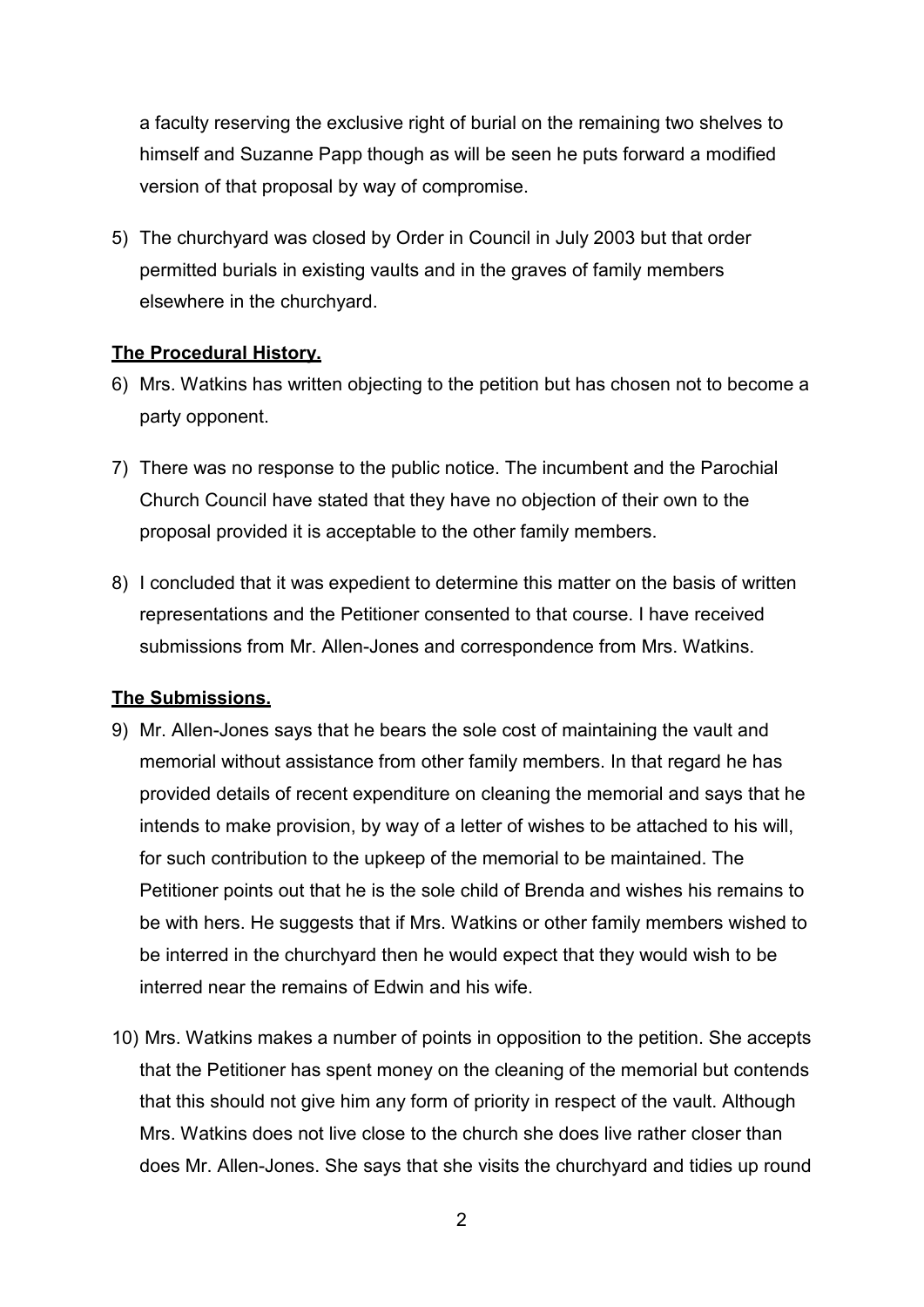a faculty reserving the exclusive right of burial on the remaining two shelves to himself and Suzanne Papp though as will be seen he puts forward a modified version of that proposal by way of compromise.

5) The churchyard was closed by Order in Council in July 2003 but that order permitted burials in existing vaults and in the graves of family members elsewhere in the churchyard.

**The Procedural History.**

6) Mrs. Watkins has written objecting to the petition but has chosen not to become a party opponent.

7) There was no response to the public notice. The incumbent and the Parochial Church Council have stated that they have no objection of their own to the proposal provided it is acceptable to the other family members.

8) I concluded that it was expedient to determine this matter on the basis of written representations and the Petitioner consented to that course. I have received submissions from Mr. Allen-Jones and correspondence from Mrs. Watkins.

**The Submissions.**

9) Mr. Allen-Jones says that he bears the sole cost of maintaining the vault and memorial without assistance from other family members. In that regard he has provided details of recent expenditure on cleaning the memorial and says that he intends to make provision, by way of a letter of wishes to be attached to his will, for such contribution to the upkeep of the memorial to be maintained. The Petitioner points out that he is the sole child of Brenda and wishes his remains to be with hers. He suggests that if Mrs. Watkins or other family members wished to be interred in the churchyard then he would expect that they would wish to be interred near the remains of Edwin and his wife.

10) Mrs. Watkins makes a number of points in opposition to the petition. She accepts that the Petitioner has spent money on the cleaning of the memorial but contends that this should not give him any form of priority in respect of the vault. Although Mrs. Watkins does not live close to the church she does live rather closer than does Mr. Allen-Jones. She says that she visits the churchyard and tidies up round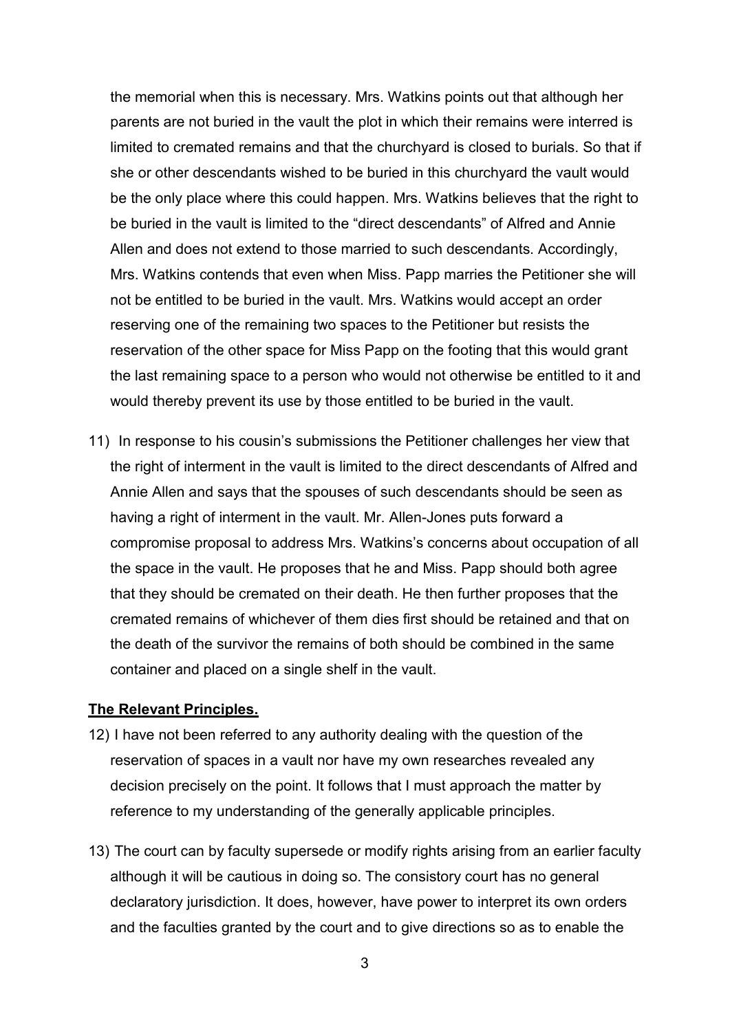the memorial when this is necessary. Mrs. Watkins points out that although her parents are not buried in the vault the plot in which their remains were interred is limited to cremated remains and that the churchyard is closed to burials. So that if she or other descendants wished to be buried in this churchyard the vault would be the only place where this could happen. Mrs. Watkins believes that the right to be buried in the vault is limited to the "direct descendants" of Alfred and Annie Allen and does not extend to those married to such descendants. Accordingly, Mrs. Watkins contends that even when Miss. Papp marries the Petitioner she will not be entitled to be buried in the vault. Mrs. Watkins would accept an order reserving one of the remaining two spaces to the Petitioner but resists the reservation of the other space for Miss Papp on the footing that this would grant the last remaining space to a person who would not otherwise be entitled to it and would thereby prevent its use by those entitled to be buried in the vault.

11) In response to his cousin's submissions the Petitioner challenges her view that the right of interment in the vault is limited to the direct descendants of Alfred and Annie Allen and says that the spouses of such descendants should be seen as having a right of interment in the vault. Mr. Allen-Jones puts forward a compromise proposal to address Mrs. Watkins's concerns about occupation of all the space in the vault. He proposes that he and Miss. Papp should both agree that they should be cremated on their death. He then further proposes that the cremated remains of whichever of them dies first should be retained and that on the death of the survivor the remains of both should be combined in the same container and placed on a single shelf in the vault.

**The Relevant Principles.**

12) I have not been referred to any authority dealing with the question of the reservation of spaces in a vault nor have my own researches revealed any decision precisely on the point. It follows that I must approach the matter by reference to my understanding of the generally applicable principles.

13) The court can by faculty supersede or modify rights arising from an earlier faculty although it will be cautious in doing so. The consistory court has no general declaratory jurisdiction. It does, however, have power to interpret its own orders and the faculties granted by the court and to give directions so as to enable the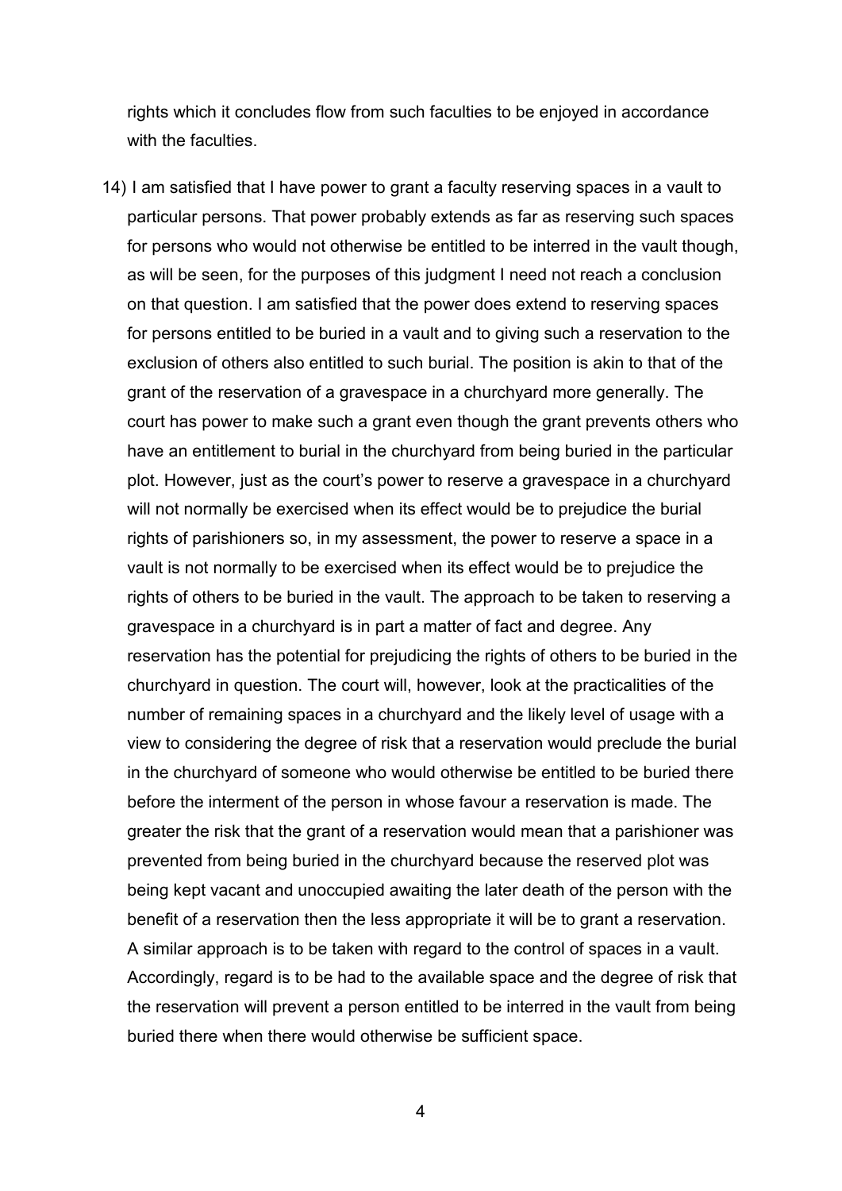rights which it concludes flow from such faculties to be enjoyed in accordance with the faculties.

14) I am satisfied that I have power to grant a faculty reserving spaces in a vault to particular persons. That power probably extends as far as reserving such spaces for persons who would not otherwise be entitled to be interred in the vault though, as will be seen, for the purposes of this judgment I need not reach a conclusion on that question. I am satisfied that the power does extend to reserving spaces for persons entitled to be buried in a vault and to giving such a reservation to the exclusion of others also entitled to such burial. The position is akin to that of the grant of the reservation of a gravespace in a churchyard more generally. The court has power to make such a grant even though the grant prevents others who have an entitlement to burial in the churchyard from being buried in the particular plot. However, just as the court's power to reserve a gravespace in a churchyard will not normally be exercised when its effect would be to prejudice the burial rights of parishioners so, in my assessment, the power to reserve a space in a vault is not normally to be exercised when its effect would be to prejudice the rights of others to be buried in the vault. The approach to be taken to reserving a gravespace in a churchyard is in part a matter of fact and degree. Any reservation has the potential for prejudicing the rights of others to be buried in the churchyard in question. The court will, however, look at the practicalities of the number of remaining spaces in a churchyard and the likely level of usage with a view to considering the degree of risk that a reservation would preclude the burial in the churchyard of someone who would otherwise be entitled to be buried there before the interment of the person in whose favour a reservation is made. The greater the risk that the grant of a reservation would mean that a parishioner was prevented from being buried in the churchyard because the reserved plot was being kept vacant and unoccupied awaiting the later death of the person with the benefit of a reservation then the less appropriate it will be to grant a reservation. A similar approach is to be taken with regard to the control of spaces in a vault. Accordingly, regard is to be had to the available space and the degree of risk that the reservation will prevent a person entitled to be interred in the vault from being buried there when there would otherwise be sufficient space.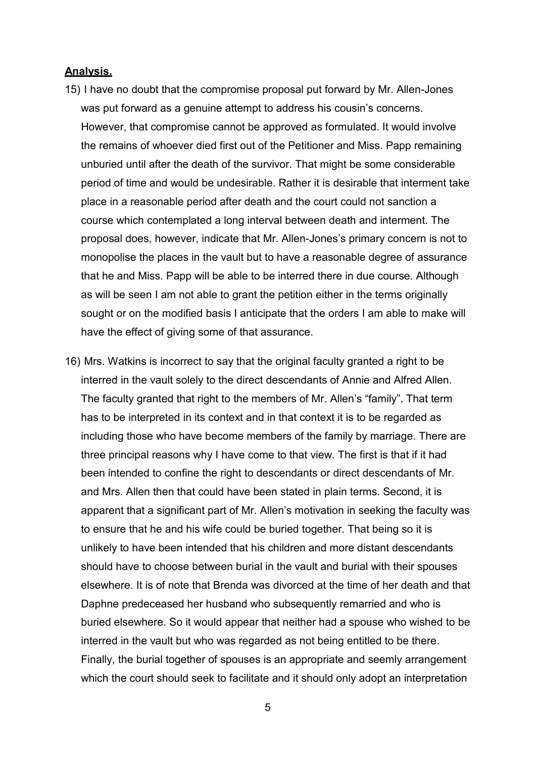**Analysis.**

15) I have no doubt that the compromise proposal put forward by Mr. Allen-Jones was put forward as a genuine attempt to address his cousin's concerns. However, that compromise cannot be approved as formulated. It would involve the remains of whoever died first out of the Petitioner and Miss. Papp remaining unburied until after the death of the survivor. That might be some considerable period of time and would be undesirable. Rather it is desirable that interment take place in a reasonable period after death and the court could not sanction a course which contemplated a long interval between death and interment. The proposal does, however, indicate that Mr. Allen-Jones's primary concern is not to monopolise the places in the vault but to have a reasonable degree of assurance that he and Miss. Papp will be able to be interred there in due course. Although as will be seen I am not able to grant the petition either in the terms originally sought or on the modified basis I anticipate that the orders I am able to make will have the effect of giving some of that assurance.

16) Mrs. Watkins is incorrect to say that the original faculty granted a right to be interred in the vault solely to the direct descendants of Annie and Alfred Allen. The faculty granted that right to the members of Mr. Allen's "family". That term has to be interpreted in its context and in that context it is to be regarded as including those who have become members of the family by marriage. There are three principal reasons why I have come to that view. The first is that if it had been intended to confine the right to descendants or direct descendants of Mr. and Mrs. Allen then that could have been stated in plain terms. Second, it is apparent that a significant part of Mr. Allen's motivation in seeking the faculty was to ensure that he and his wife could be buried together. That being so it is unlikely to have been intended that his children and more distant descendants should have to choose between burial in the vault and burial with their spouses elsewhere. It is of note that Brenda was divorced at the time of her death and that Daphne predeceased her husband who subsequently remarried and who is buried elsewhere. So it would appear that neither had a spouse who wished to be interred in the vault but who was regarded as not being entitled to be there. Finally, the burial together of spouses is an appropriate and seemly arrangement which the court should seek to facilitate and it should only adopt an interpretation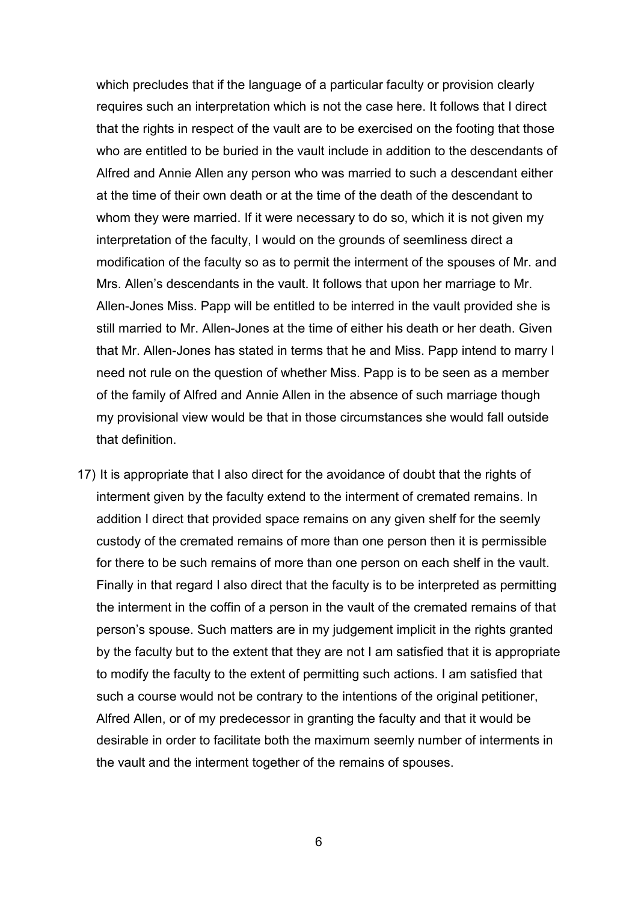which precludes that if the language of a particular faculty or provision clearly requires such an interpretation which is not the case here. It follows that I direct that the rights in respect of the vault are to be exercised on the footing that those who are entitled to be buried in the vault include in addition to the descendants of Alfred and Annie Allen any person who was married to such a descendant either at the time of their own death or at the time of the death of the descendant to whom they were married. If it were necessary to do so, which it is not given my interpretation of the faculty, I would on the grounds of seemliness direct a modification of the faculty so as to permit the interment of the spouses of Mr. and Mrs. Allen's descendants in the vault. It follows that upon her marriage to Mr. Allen-Jones Miss. Papp will be entitled to be interred in the vault provided she is still married to Mr. Allen-Jones at the time of either his death or her death. Given that Mr. Allen-Jones has stated in terms that he and Miss. Papp intend to marry I need not rule on the question of whether Miss. Papp is to be seen as a member of the family of Alfred and Annie Allen in the absence of such marriage though my provisional view would be that in those circumstances she would fall outside that definition.

17) It is appropriate that I also direct for the avoidance of doubt that the rights of interment given by the faculty extend to the interment of cremated remains. In addition I direct that provided space remains on any given shelf for the seemly custody of the cremated remains of more than one person then it is permissible for there to be such remains of more than one person on each shelf in the vault. Finally in that regard I also direct that the faculty is to be interpreted as permitting the interment in the coffin of a person in the vault of the cremated remains of that person's spouse. Such matters are in my judgement implicit in the rights granted by the faculty but to the extent that they are not I am satisfied that it is appropriate to modify the faculty to the extent of permitting such actions. I am satisfied that such a course would not be contrary to the intentions of the original petitioner, Alfred Allen, or of my predecessor in granting the faculty and that it would be desirable in order to facilitate both the maximum seemly number of interments in the vault and the interment together of the remains of spouses.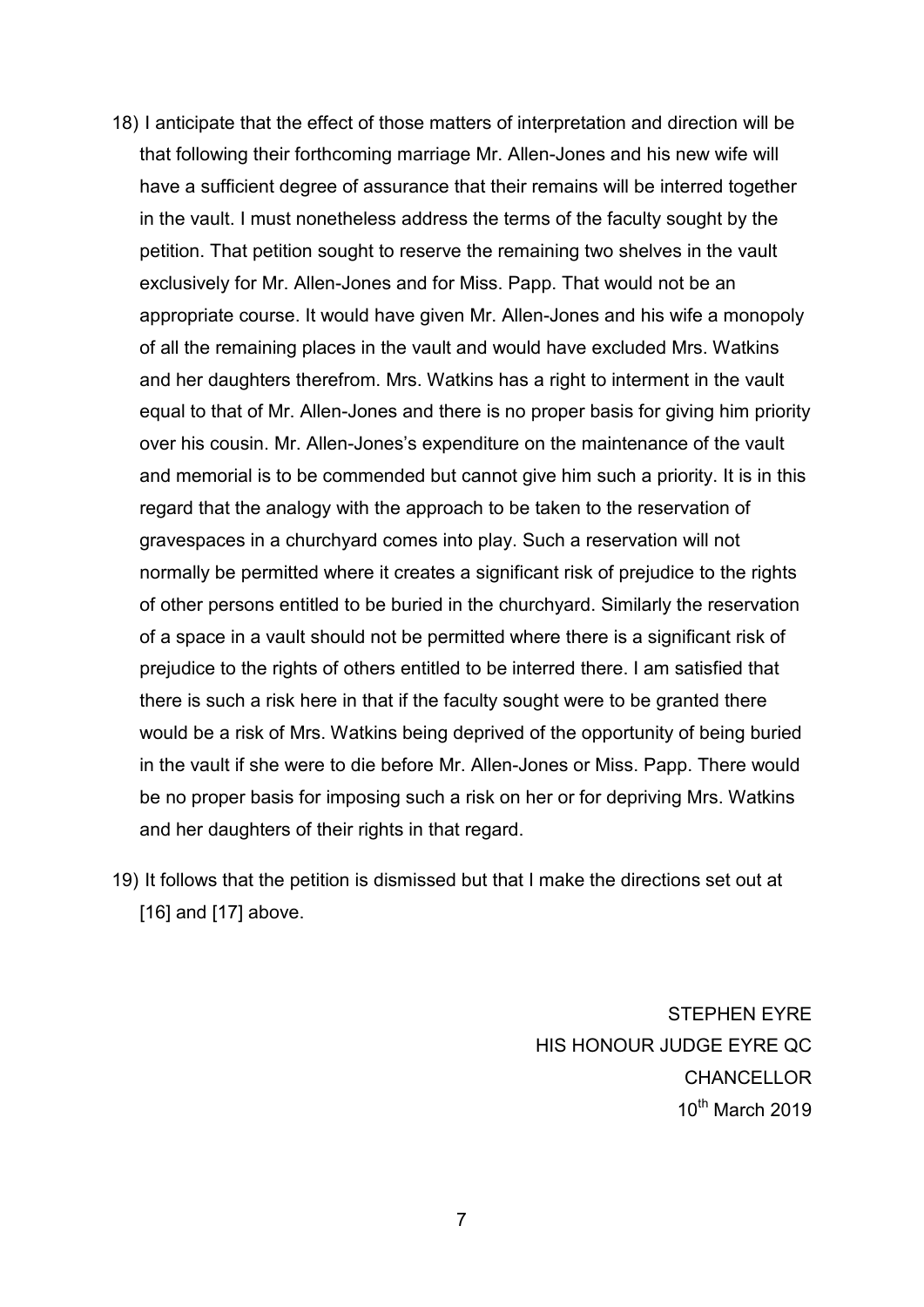18) I anticipate that the effect of those matters of interpretation and direction will be that following their forthcoming marriage Mr. Allen-Jones and his new wife will have a sufficient degree of assurance that their remains will be interred together in the vault. I must nonetheless address the terms of the faculty sought by the petition. That petition sought to reserve the remaining two shelves in the vault exclusively for Mr. Allen-Jones and for Miss. Papp. That would not be an appropriate course. It would have given Mr. Allen-Jones and his wife a monopoly of all the remaining places in the vault and would have excluded Mrs. Watkins and her daughters therefrom. Mrs. Watkins has a right to interment in the vault equal to that of Mr. Allen-Jones and there is no proper basis for giving him priority over his cousin. Mr. Allen-Jones's expenditure on the maintenance of the vault and memorial is to be commended but cannot give him such a priority. It is in this regard that the analogy with the approach to be taken to the reservation of gravespaces in a churchyard comes into play. Such a reservation will not normally be permitted where it creates a significant risk of prejudice to the rights of other persons entitled to be buried in the churchyard. Similarly the reservation of a space in a vault should not be permitted where there is a significant risk of prejudice to the rights of others entitled to be interred there. I am satisfied that there is such a risk here in that if the faculty sought were to be granted there would be a risk of Mrs. Watkins being deprived of the opportunity of being buried in the vault if she were to die before Mr. Allen-Jones or Miss. Papp. There would be no proper basis for imposing such a risk on her or for depriving Mrs. Watkins and her daughters of their rights in that regard.

19) It follows that the petition is dismissed but that I make the directions set out at [16] and [17] above.

STEPHEN EYRE  
HIS HONOUR JUDGE EYRE QC  
CHANCELLOR  
10th March 2019